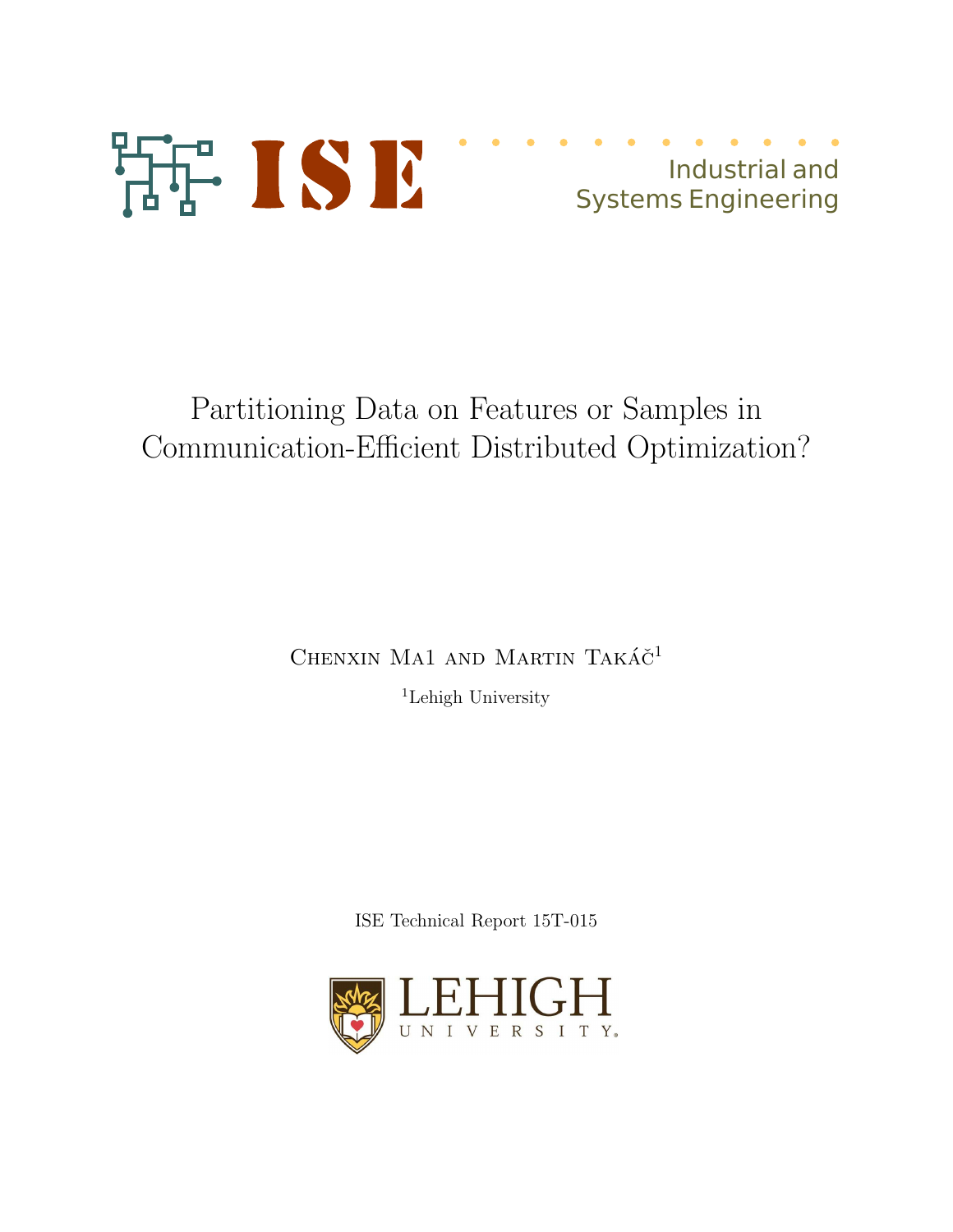ISE

Industrial and Systems Engineering

# Partitioning Data on Features or Samples in Communication-Efficient Distributed Optimization?

Chenxin Ma[1] and Martin Takáč[1]

[1]Lehigh University

ISE Technical Report 15T-015

LEHIGH UNIVERSITY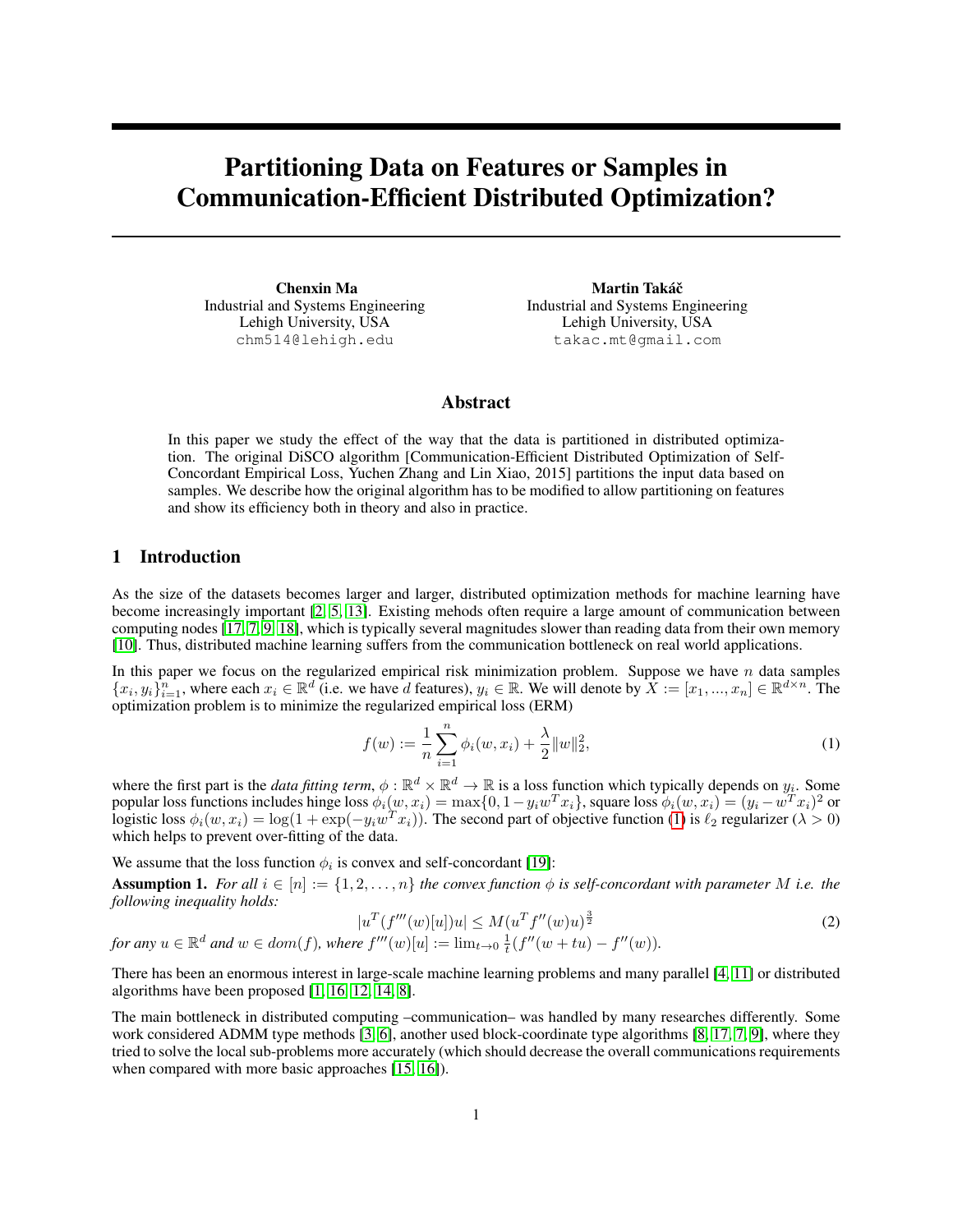# Partitioning Data on Features or Samples in Communication-Efficient Distributed Optimization?

**Chenxin Ma**
Industrial and Systems Engineering
Lehigh University, USA
chm514@lehigh.edu

**Martin Takáč**
Industrial and Systems Engineering
Lehigh University, USA
takac.mt@gmail.com

## Abstract

In this paper we study the effect of the way that the data is partitioned in distributed optimization. The original DiSCO algorithm [Communication-Efficient Distributed Optimization of Self-Concordant Empirical Loss, Yuchen Zhang and Lin Xiao, 2015] partitions the input data based on samples. We describe how the original algorithm has to be modified to allow partitioning on features and show its efficiency both in theory and also in practice.

## 1 Introduction

As the size of the datasets becomes larger and larger, distributed optimization methods for machine learning have become increasingly important [2, 5, 13]. Existing mehods often require a large amount of communication between computing nodes [17, 7, 9, 18], which is typically several magnitudes slower than reading data from their own memory [10]. Thus, distributed machine learning suffers from the communication bottleneck on real world applications.

In this paper we focus on the regularized empirical risk minimization problem. Suppose we have $n$ data samples $\{x_i, y_i\}_{i=1}^n$, where each $x_i \in \mathbb{R}^d$ (i.e. we have $d$ features), $y_i \in \mathbb{R}$. We will denote by $X := [x_1, ..., x_n] \in \mathbb{R}^{d\times n}$. The optimization problem is to minimize the regularized empirical loss (ERM)

$$f(w) := \frac{1}{n}\sum_{i=1}^{n} \phi_i(w, x_i) + \frac{\lambda}{2}\|w\|_2^2, \tag{1}$$

where the first part is the *data fitting term*, $\phi : \mathbb{R}^d \times \mathbb{R}^d \to \mathbb{R}$ is a loss function which typically depends on $y_i$. Some popular loss functions includes hinge loss $\phi_i(w, x_i) = \max\{0, 1 - y_i w^T x_i\}$, square loss $\phi_i(w, x_i) = (y_i - w^T x_i)^2$ or logistic loss $\phi_i(w, x_i) = \log(1 + \exp(-y_i w^T x_i))$. The second part of objective function (1) is $\ell_2$ regularizer ($\lambda > 0$) which helps to prevent over-fitting of the data.

We assume that the loss function $\phi_i$ is convex and self-concordant [19]:

**Assumption 1.** *For all $i \in [n] := \{1, 2, \ldots, n\}$ the convex function $\phi$ is self-concordant with parameter $M$ i.e. the following inequality holds:*

$$|u^T(f'''(w)[u])u| \le M(u^T f''(w)u)^{\frac{3}{2}} \tag{2}$$

*for any $u \in \mathbb{R}^d$ and $w \in dom(f)$, where $f'''(w)[u] := \lim_{t\to 0} \frac{1}{t}(f''(w + tu) - f''(w))$.*

There has been an enormous interest in large-scale machine learning problems and many parallel [4, 11] or distributed algorithms have been proposed [1, 16, 12, 14, 8].

The main bottleneck in distributed computing –communication– was handled by many researches differently. Some work considered ADMM type methods [3, 6], another used block-coordinate type algorithms [8, 17, 7, 9], where they tried to solve the local sub-problems more accurately (which should decrease the overall communications requirements when compared with more basic approaches [15, 16]).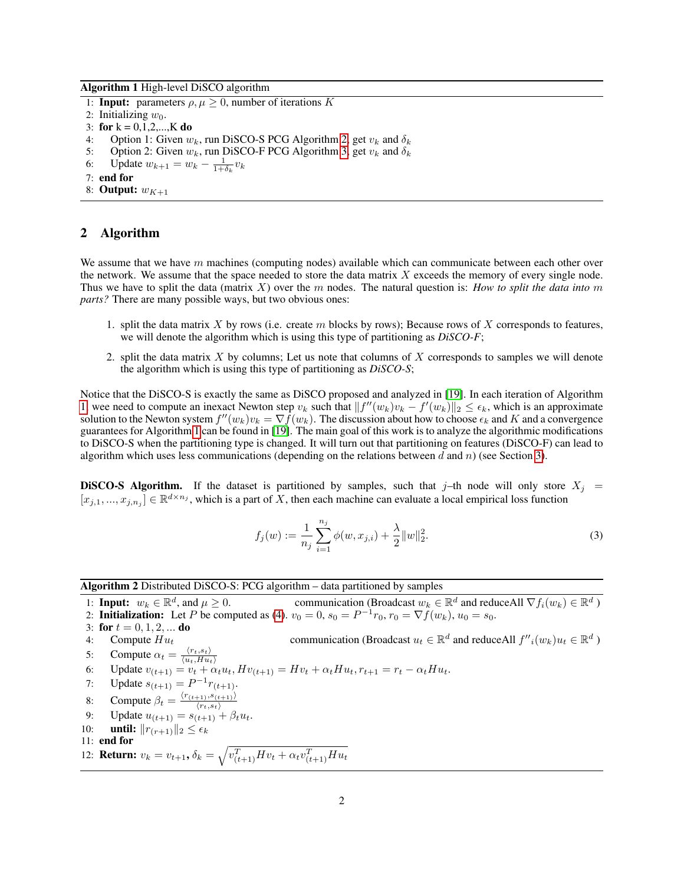**Algorithm 1** High-level DiSCO algorithm

1: **Input:** parameters $\rho, \mu \geq 0$, number of iterations $K$
2: Initializing $w_0$.
3: **for** k = 0,1,2,...,K **do**
4: Option 1: Given $w_k$, run DiSCO-S PCG Algorithm 2, get $v_k$ and $\delta_k$
5: Option 2: Given $w_k$, run DiSCO-F PCG Algorithm 3, get $v_k$ and $\delta_k$
6: Update $w_{k+1} = w_k - \frac{1}{1+\delta_k} v_k$
7: **end for**
8: **Output:** $w_{K+1}$

## 2 Algorithm

We assume that we have $m$ machines (computing nodes) available which can communicate between each other over the network. We assume that the space needed to store the data matrix $X$ exceeds the memory of every single node. Thus we have to split the data (matrix $X$) over the $m$ nodes. The natural question is: *How to split the data into $m$ parts?* There are many possible ways, but two obvious ones:

1. split the data matrix $X$ by rows (i.e. create $m$ blocks by rows); Because rows of $X$ corresponds to features, we will denote the algorithm which is using this type of partitioning as *DiSCO-F*;
2. split the data matrix $X$ by columns; Let us note that columns of $X$ corresponds to samples we will denote the algorithm which is using this type of partitioning as *DiSCO-S*;

Notice that the DiSCO-S is exactly the same as DiSCO proposed and analyzed in [19]. In each iteration of Algorithm 1 wee need to compute an inexact Newton step $v_k$ such that $\|f''(w_k)v_k - f'(w_k)\|_2 \leq \epsilon_k$, which is an approximate solution to the Newton system $f''(w_k)v_k = \nabla f(w_k)$. The discussion about how to choose $\epsilon_k$ and $K$ and a convergence guarantees for Algorithm 1 can be found in [19]. The main goal of this work is to analyze the algorithmic modifications to DiSCO-S when the partitioning type is changed. It will turn out that partitioning on features (DiSCO-F) can lead to algorithm which uses less communications (depending on the relations between $d$ and $n$) (see Section 3).

**DiSCO-S Algorithm.** If the dataset is partitioned by samples, such that $j$–th node will only store $X_j = [x_{j,1}, ..., x_{j,n_j}] \in \mathbb{R}^{d \times n_j}$, which is a part of $X$, then each machine can evaluate a local empirical loss function

$$f_j(w) := \frac{1}{n_j} \sum_{i=1}^{n_j} \phi(w, x_{j,i}) + \frac{\lambda}{2}\|w\|_2^2. \tag{3}$$

**Algorithm 2** Distributed DiSCO-S: PCG algorithm – data partitioned by samples

1: **Input:** $w_k \in \mathbb{R}^d$, and $\mu \geq 0$. communication (Broadcast $w_k \in \mathbb{R}^d$ and reduceAll $\nabla f_i(w_k) \in \mathbb{R}^d$ )
2: **Initialization:** Let $P$ be computed as (4). $v_0 = 0$, $s_0 = P^{-1}r_0$, $r_0 = \nabla f(w_k)$, $u_0 = s_0$.
3: **for** $t = 0, 1, 2, ...$ **do**
4: Compute $Hu_t$ communication (Broadcast $u_t \in \mathbb{R}^d$ and reduceAll $f''{}_i(w_k)u_t \in \mathbb{R}^d$ )
5: Compute $\alpha_t = \frac{\langle r_t, s_t \rangle}{\langle u_t, Hu_t \rangle}$
6: Update $v_{(t+1)} = v_t + \alpha_t u_t$, $Hv_{(t+1)} = Hv_t + \alpha_t Hu_t$, $r_{t+1} = r_t - \alpha_t Hu_t$.
7: Update $s_{(t+1)} = P^{-1}r_{(t+1)}$.
8: Compute $\beta_t = \frac{\langle r_{(t+1)}, s_{(t+1)} \rangle}{\langle r_t, s_t \rangle}$
9: Update $u_{(t+1)} = s_{(t+1)} + \beta_t u_t$.
10: **until:** $\|r_{(r+1)}\|_2 \leq \epsilon_k$
11: **end for**
12: **Return:** $v_k = v_{t+1}$, $\delta_k = \sqrt{v_{(t+1)}^T Hv_t + \alpha_t v_{(t+1)}^T Hu_t}$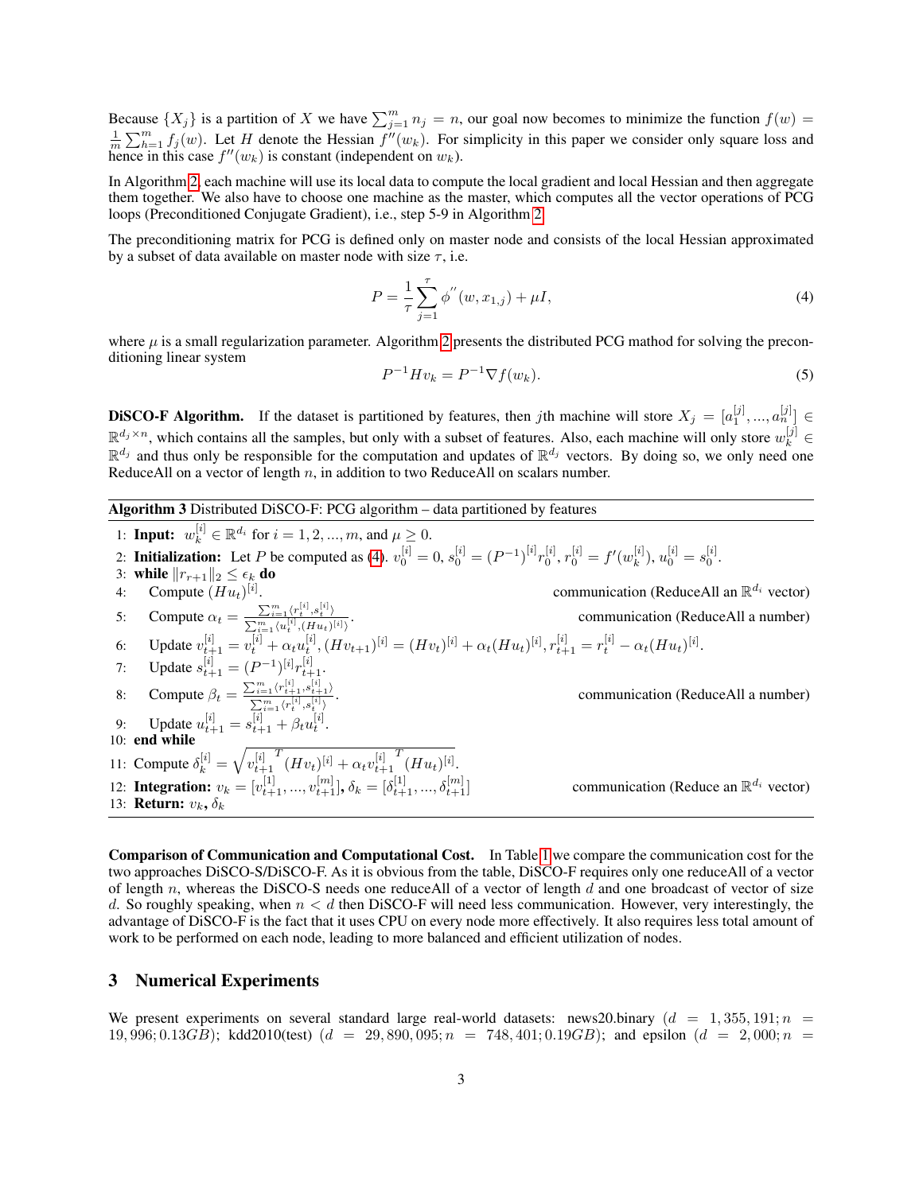Because $\{X_j\}$ is a partition of $X$ we have $\sum_{j=1}^{m} n_j = n$, our goal now becomes to minimize the function $f(w) = \frac{1}{m}\sum_{h=1}^{m} f_j(w)$. Let $H$ denote the Hessian $f''(w_k)$. For simplicity in this paper we consider only square loss and hence in this case $f''(w_k)$ is constant (independent on $w_k$).

In Algorithm 2, each machine will use its local data to compute the local gradient and local Hessian and then aggregate them together. We also have to choose one machine as the master, which computes all the vector operations of PCG loops (Preconditioned Conjugate Gradient), i.e., step 5-9 in Algorithm 2.

The preconditioning matrix for PCG is defined only on master node and consists of the local Hessian approximated by a subset of data available on master node with size $\tau$, i.e.

$$P = \frac{1}{\tau}\sum_{j=1}^{\tau} \phi^{''}(w, x_{1,j}) + \mu I, \tag{4}$$

where $\mu$ is a small regularization parameter. Algorithm 2 presents the distributed PCG mathod for solving the preconditioning linear system

$$P^{-1} H v_k = P^{-1} \nabla f(w_k). \tag{5}$$

**DiSCO-F Algorithm.** If the dataset is partitioned by features, then $j$th machine will store $X_j = [a_1^{[j]}, ..., a_n^{[j]}] \in \mathbb{R}^{d_j \times n}$, which contains all the samples, but only with a subset of features. Also, each machine will only store $w_k^{[j]} \in \mathbb{R}^{d_j}$ and thus only be responsible for the computation and updates of $\mathbb{R}^{d_j}$ vectors. By doing so, we only need one ReduceAll on a vector of length $n$, in addition to two ReduceAll on scalars number.

**Algorithm 3** Distributed DiSCO-F: PCG algorithm – data partitioned by features

1: **Input:** $w_k^{[i]} \in \mathbb{R}^{d_i}$ for $i = 1, 2, ..., m$, and $\mu \geq 0$.
2: **Initialization:** Let $P$ be computed as (4). $v_0^{[i]} = 0$, $s_0^{[i]} = (P^{-1})^{[i]} r_0^{[i]}$, $r_0^{[i]} = f'(w_k^{[i]})$, $u_0^{[i]} = s_0^{[i]}$.
3: **while** $\|r_{r+1}\|_2 \leq \epsilon_k$ **do**
4: Compute $(Hu_t)^{[i]}$. — communication (ReduceAll an $\mathbb{R}^{d_i}$ vector)
5: Compute $\alpha_t = \frac{\sum_{i=1}^{m}\langle r_t^{[i]}, s_t^{[i]}\rangle}{\sum_{i=1}^{m}\langle u_t^{[i]}, (Hu_t)^{[i]}\rangle}$. — communication (ReduceAll a number)
6: Update $v_{t+1}^{[i]} = v_t^{[i]} + \alpha_t u_t^{[i]}$, $(Hv_{t+1})^{[i]} = (Hv_t)^{[i]} + \alpha_t (Hu_t)^{[i]}$, $r_{t+1}^{[i]} = r_t^{[i]} - \alpha_t (Hu_t)^{[i]}$.
7: Update $s_{t+1}^{[i]} = (P^{-1})^{[i]} r_{t+1}^{[i]}$.
8: Compute $\beta_t = \frac{\sum_{i=1}^{m}\langle r_{t+1}^{[i]}, s_{t+1}^{[i]}\rangle}{\sum_{i=1}^{m}\langle r_t^{[i]}, s_t^{[i]}\rangle}$. — communication (ReduceAll a number)
9: Update $u_{t+1}^{[i]} = s_{t+1}^{[i]} + \beta_t u_t^{[i]}$.
10: **end while**
11: Compute $\delta_k^{[i]} = \sqrt{{v_{t+1}^{[i]}}^T (Hv_t)^{[i]} + \alpha_t {v_{t+1}^{[i]}}^T (Hu_t)^{[i]}}$.
12: **Integration:** $v_k = [v_{t+1}^{[1]}, ..., v_{t+1}^{[m]}]$, $\delta_k = [\delta_{t+1}^{[1]}, ..., \delta_{t+1}^{[m]}]$ — communication (Reduce an $\mathbb{R}^{d_i}$ vector)
13: **Return:** $v_k$, $\delta_k$

**Comparison of Communication and Computational Cost.** In Table 1 we compare the communication cost for the two approaches DiSCO-S/DiSCO-F. As it is obvious from the table, DiSCO-F requires only one reduceAll of a vector of length $n$, whereas the DiSCO-S needs one reduceAll of a vector of length $d$ and one broadcast of vector of size $d$. So roughly speaking, when $n < d$ then DiSCO-F will need less communication. However, very interestingly, the advantage of DiSCO-F is the fact that it uses CPU on every node more effectively. It also requires less total amount of work to be performed on each node, leading to more balanced and efficient utilization of nodes.

## 3 Numerical Experiments

We present experiments on several standard large real-world datasets: news20.binary ($d = 1,355,191; n = 19,996; 0.13GB$); kdd2010(test) ($d = 29,890,095; n = 748,401; 0.19GB$); and epsilon ($d = 2,000; n =$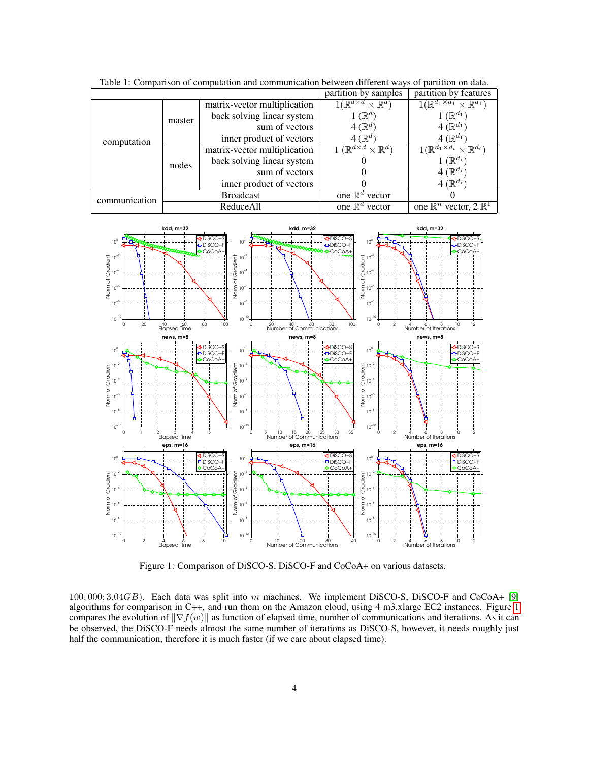Table 1: Comparison of computation and communication between different ways of partition on data.

| | | | partition by samples | partition by features |
|---|---|---|---|---|
| computation | master | matrix-vector multiplication | $1(\mathbb{R}^{d\times d} \times \mathbb{R}^d)$ | $1(\mathbb{R}^{d_1\times d_1} \times \mathbb{R}^{d_1})$ |
| | | back solving linear system | $1\ (\mathbb{R}^d)$ | $1\ (\mathbb{R}^{d_1})$ |
| | | sum of vectors | $4\ (\mathbb{R}^d)$ | $4\ (\mathbb{R}^{d_1})$ |
| | | inner product of vectors | $4\ (\mathbb{R}^d)$ | $4\ (\mathbb{R}^{d_1})$ |
| | nodes | matrix-vector multiplication | $1\ (\mathbb{R}^{d\times d} \times \mathbb{R}^d)$ | $1(\mathbb{R}^{d_1\times d_i} \times \mathbb{R}^{d_i})$ |
| | | back solving linear system | 0 | $1\ (\mathbb{R}^{d_i})$ |
| | | sum of vectors | 0 | $4\ (\mathbb{R}^{d_i})$ |
| | | inner product of vectors | 0 | $4\ (\mathbb{R}^{d_i})$ |
| communication | Broadcast | | one $\mathbb{R}^d$ vector | 0 |
| | ReduceAll | | one $\mathbb{R}^d$ vector | one $\mathbb{R}^n$ vector, $2\ \mathbb{R}^1$ |

Figure 1: Comparison of DiSCO-S, DiSCO-F and CoCoA+ on various datasets.

$100,000; 3.04GB$). Each data was split into $m$ machines. We implement DiSCO-S, DiSCO-F and CoCoA+ [9] algorithms for comparison in C++, and run them on the Amazon cloud, using 4 m3.xlarge EC2 instances. Figure 1 compares the evolution of $\|\nabla f(w)\|$ as function of elapsed time, number of communications and iterations. As it can be observed, the DiSCO-F needs almost the same number of iterations as DiSCO-S, however, it needs roughly just half the communication, therefore it is much faster (if we care about elapsed time).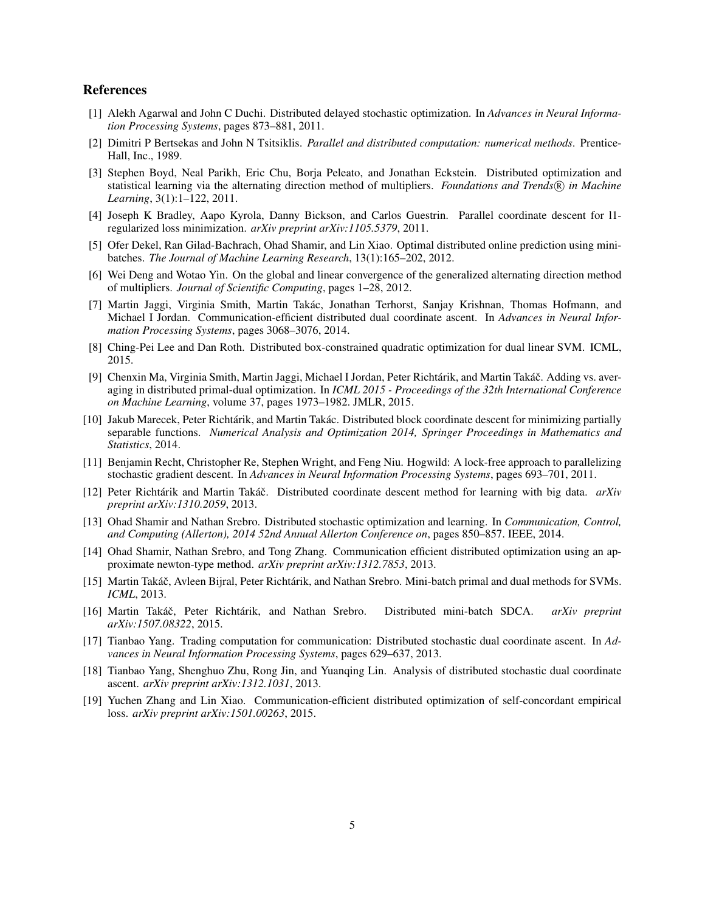## References

[1] Alekh Agarwal and John C Duchi. Distributed delayed stochastic optimization. In *Advances in Neural Information Processing Systems*, pages 873–881, 2011.

[2] Dimitri P Bertsekas and John N Tsitsiklis. *Parallel and distributed computation: numerical methods*. Prentice-Hall, Inc., 1989.

[3] Stephen Boyd, Neal Parikh, Eric Chu, Borja Peleato, and Jonathan Eckstein. Distributed optimization and statistical learning via the alternating direction method of multipliers. *Foundations and Trends® in Machine Learning*, 3(1):1–122, 2011.

[4] Joseph K Bradley, Aapo Kyrola, Danny Bickson, and Carlos Guestrin. Parallel coordinate descent for l1-regularized loss minimization. *arXiv preprint arXiv:1105.5379*, 2011.

[5] Ofer Dekel, Ran Gilad-Bachrach, Ohad Shamir, and Lin Xiao. Optimal distributed online prediction using mini-batches. *The Journal of Machine Learning Research*, 13(1):165–202, 2012.

[6] Wei Deng and Wotao Yin. On the global and linear convergence of the generalized alternating direction method of multipliers. *Journal of Scientific Computing*, pages 1–28, 2012.

[7] Martin Jaggi, Virginia Smith, Martin Takác, Jonathan Terhorst, Sanjay Krishnan, Thomas Hofmann, and Michael I Jordan. Communication-efficient distributed dual coordinate ascent. In *Advances in Neural Information Processing Systems*, pages 3068–3076, 2014.

[8] Ching-Pei Lee and Dan Roth. Distributed box-constrained quadratic optimization for dual linear SVM. ICML, 2015.

[9] Chenxin Ma, Virginia Smith, Martin Jaggi, Michael I Jordan, Peter Richtárik, and Martin Takáč. Adding vs. averaging in distributed primal-dual optimization. In *ICML 2015 - Proceedings of the 32th International Conference on Machine Learning*, volume 37, pages 1973–1982. JMLR, 2015.

[10] Jakub Marecek, Peter Richtárik, and Martin Takác. Distributed block coordinate descent for minimizing partially separable functions. *Numerical Analysis and Optimization 2014, Springer Proceedings in Mathematics and Statistics*, 2014.

[11] Benjamin Recht, Christopher Re, Stephen Wright, and Feng Niu. Hogwild: A lock-free approach to parallelizing stochastic gradient descent. In *Advances in Neural Information Processing Systems*, pages 693–701, 2011.

[12] Peter Richtárik and Martin Takáč. Distributed coordinate descent method for learning with big data. *arXiv preprint arXiv:1310.2059*, 2013.

[13] Ohad Shamir and Nathan Srebro. Distributed stochastic optimization and learning. In *Communication, Control, and Computing (Allerton), 2014 52nd Annual Allerton Conference on*, pages 850–857. IEEE, 2014.

[14] Ohad Shamir, Nathan Srebro, and Tong Zhang. Communication efficient distributed optimization using an approximate newton-type method. *arXiv preprint arXiv:1312.7853*, 2013.

[15] Martin Takáč, Avleen Bijral, Peter Richtárik, and Nathan Srebro. Mini-batch primal and dual methods for SVMs. *ICML*, 2013.

[16] Martin Takáč, Peter Richtárik, and Nathan Srebro. Distributed mini-batch SDCA. *arXiv preprint arXiv:1507.08322*, 2015.

[17] Tianbao Yang. Trading computation for communication: Distributed stochastic dual coordinate ascent. In *Advances in Neural Information Processing Systems*, pages 629–637, 2013.

[18] Tianbao Yang, Shenghuo Zhu, Rong Jin, and Yuanqing Lin. Analysis of distributed stochastic dual coordinate ascent. *arXiv preprint arXiv:1312.1031*, 2013.

[19] Yuchen Zhang and Lin Xiao. Communication-efficient distributed optimization of self-concordant empirical loss. *arXiv preprint arXiv:1501.00263*, 2015.